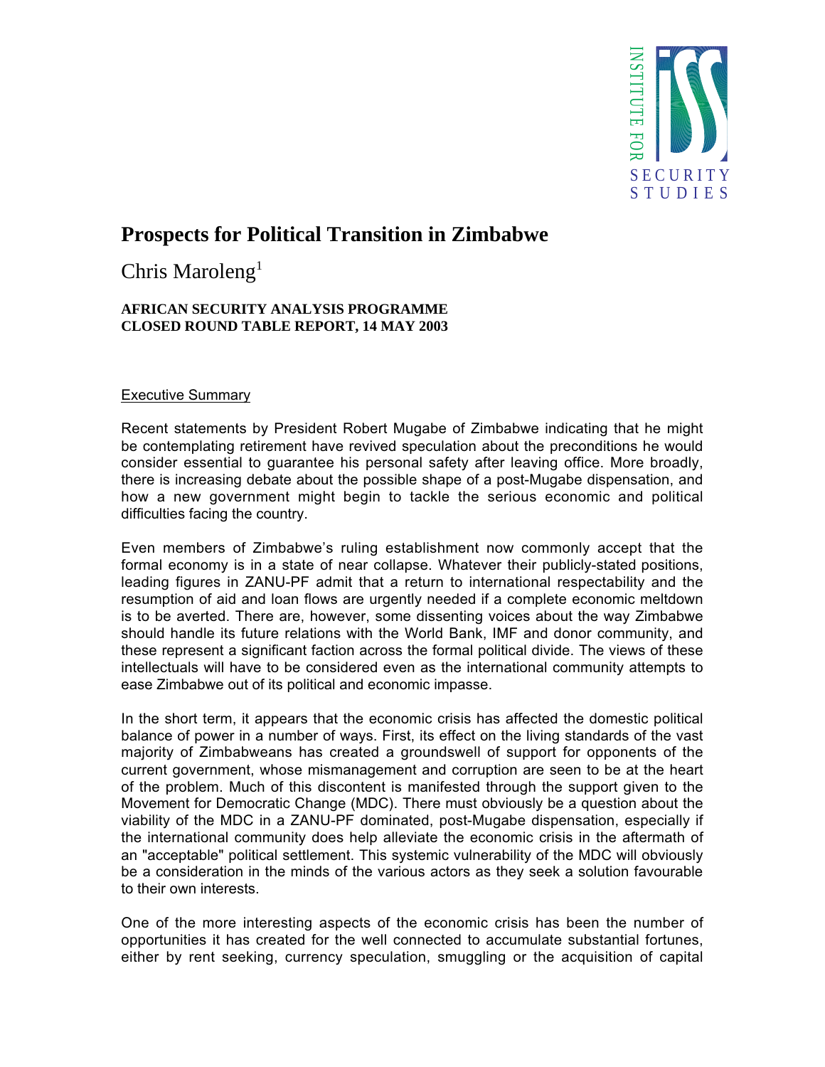# Prospects for Political Transition in Zimbabwe

Chris Maroleng[1]

**AFRICAN SECURITY ANALYSIS PROGRAMME**
**CLOSED ROUND TABLE REPORT, 14 MAY 2003**

## Executive Summary

Recent statements by President Robert Mugabe of Zimbabwe indicating that he might be contemplating retirement have revived speculation about the preconditions he would consider essential to guarantee his personal safety after leaving office. More broadly, there is increasing debate about the possible shape of a post-Mugabe dispensation, and how a new government might begin to tackle the serious economic and political difficulties facing the country.

Even members of Zimbabwe's ruling establishment now commonly accept that the formal economy is in a state of near collapse. Whatever their publicly-stated positions, leading figures in ZANU-PF admit that a return to international respectability and the resumption of aid and loan flows are urgently needed if a complete economic meltdown is to be averted. There are, however, some dissenting voices about the way Zimbabwe should handle its future relations with the World Bank, IMF and donor community, and these represent a significant faction across the formal political divide. The views of these intellectuals will have to be considered even as the international community attempts to ease Zimbabwe out of its political and economic impasse.

In the short term, it appears that the economic crisis has affected the domestic political balance of power in a number of ways. First, its effect on the living standards of the vast majority of Zimbabweans has created a groundswell of support for opponents of the current government, whose mismanagement and corruption are seen to be at the heart of the problem. Much of this discontent is manifested through the support given to the Movement for Democratic Change (MDC). There must obviously be a question about the viability of the MDC in a ZANU-PF dominated, post-Mugabe dispensation, especially if the international community does help alleviate the economic crisis in the aftermath of an "acceptable" political settlement. This systemic vulnerability of the MDC will obviously be a consideration in the minds of the various actors as they seek a solution favourable to their own interests.

One of the more interesting aspects of the economic crisis has been the number of opportunities it has created for the well connected to accumulate substantial fortunes, either by rent seeking, currency speculation, smuggling or the acquisition of capital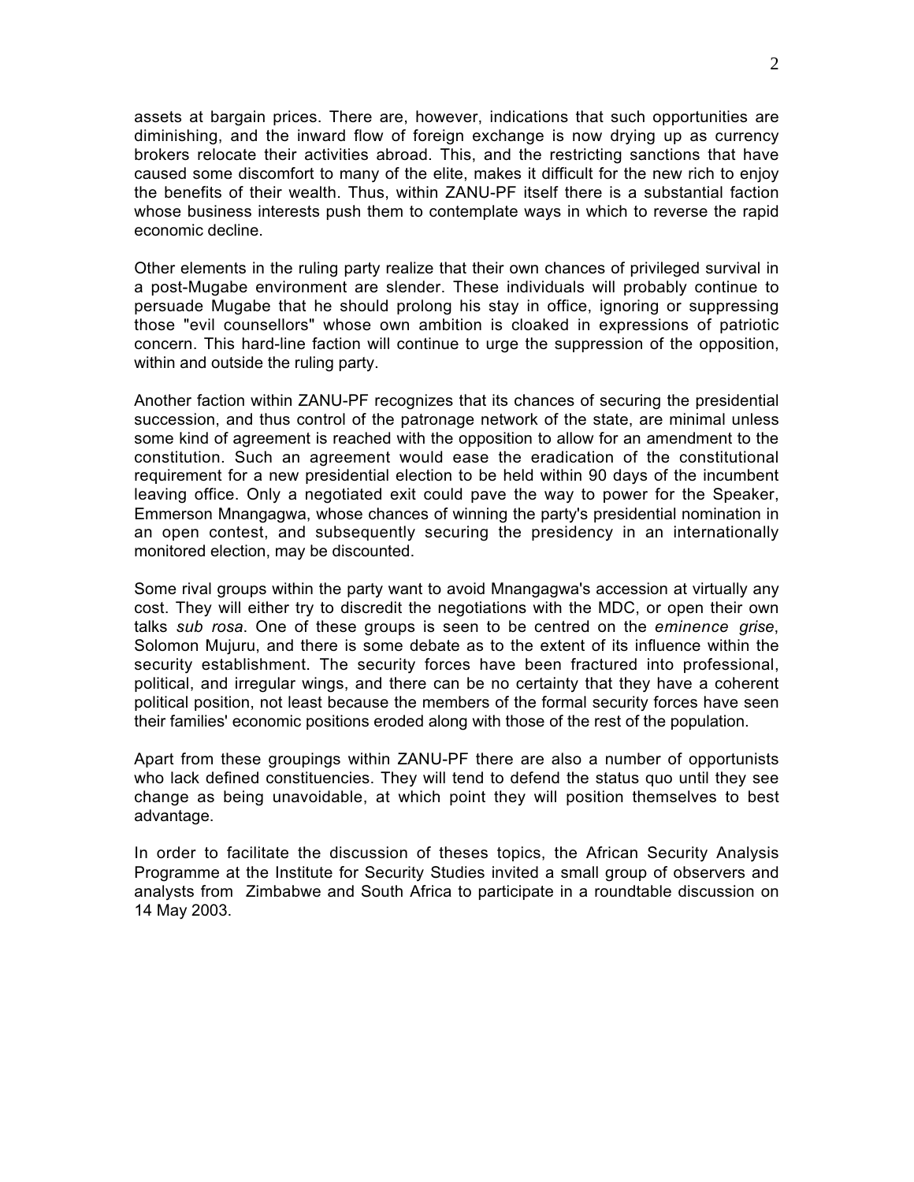assets at bargain prices. There are, however, indications that such opportunities are diminishing, and the inward flow of foreign exchange is now drying up as currency brokers relocate their activities abroad. This, and the restricting sanctions that have caused some discomfort to many of the elite, makes it difficult for the new rich to enjoy the benefits of their wealth. Thus, within ZANU-PF itself there is a substantial faction whose business interests push them to contemplate ways in which to reverse the rapid economic decline.

Other elements in the ruling party realize that their own chances of privileged survival in a post-Mugabe environment are slender. These individuals will probably continue to persuade Mugabe that he should prolong his stay in office, ignoring or suppressing those "evil counsellors" whose own ambition is cloaked in expressions of patriotic concern. This hard-line faction will continue to urge the suppression of the opposition, within and outside the ruling party.

Another faction within ZANU-PF recognizes that its chances of securing the presidential succession, and thus control of the patronage network of the state, are minimal unless some kind of agreement is reached with the opposition to allow for an amendment to the constitution. Such an agreement would ease the eradication of the constitutional requirement for a new presidential election to be held within 90 days of the incumbent leaving office. Only a negotiated exit could pave the way to power for the Speaker, Emmerson Mnangagwa, whose chances of winning the party's presidential nomination in an open contest, and subsequently securing the presidency in an internationally monitored election, may be discounted.

Some rival groups within the party want to avoid Mnangagwa's accession at virtually any cost. They will either try to discredit the negotiations with the MDC, or open their own talks *sub rosa*. One of these groups is seen to be centred on the *eminence grise*, Solomon Mujuru, and there is some debate as to the extent of its influence within the security establishment. The security forces have been fractured into professional, political, and irregular wings, and there can be no certainty that they have a coherent political position, not least because the members of the formal security forces have seen their families' economic positions eroded along with those of the rest of the population.

Apart from these groupings within ZANU-PF there are also a number of opportunists who lack defined constituencies. They will tend to defend the status quo until they see change as being unavoidable, at which point they will position themselves to best advantage.

In order to facilitate the discussion of theses topics, the African Security Analysis Programme at the Institute for Security Studies invited a small group of observers and analysts from Zimbabwe and South Africa to participate in a roundtable discussion on 14 May 2003.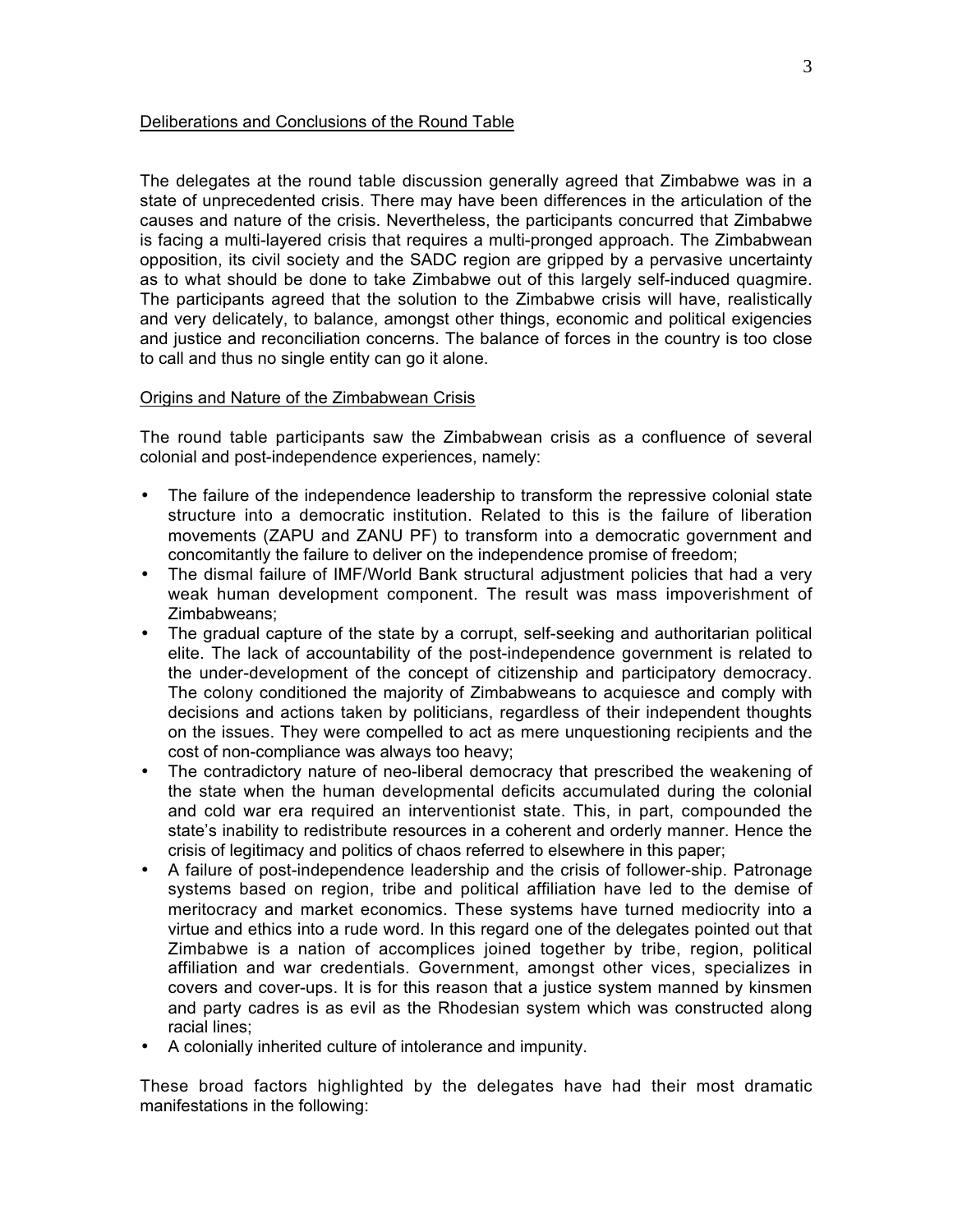## Deliberations and Conclusions of the Round Table

The delegates at the round table discussion generally agreed that Zimbabwe was in a state of unprecedented crisis. There may have been differences in the articulation of the causes and nature of the crisis. Nevertheless, the participants concurred that Zimbabwe is facing a multi-layered crisis that requires a multi-pronged approach. The Zimbabwean opposition, its civil society and the SADC region are gripped by a pervasive uncertainty as to what should be done to take Zimbabwe out of this largely self-induced quagmire. The participants agreed that the solution to the Zimbabwe crisis will have, realistically and very delicately, to balance, amongst other things, economic and political exigencies and justice and reconciliation concerns. The balance of forces in the country is too close to call and thus no single entity can go it alone.

## Origins and Nature of the Zimbabwean Crisis

The round table participants saw the Zimbabwean crisis as a confluence of several colonial and post-independence experiences, namely:

- The failure of the independence leadership to transform the repressive colonial state structure into a democratic institution. Related to this is the failure of liberation movements (ZAPU and ZANU PF) to transform into a democratic government and concomitantly the failure to deliver on the independence promise of freedom;
- The dismal failure of IMF/World Bank structural adjustment policies that had a very weak human development component. The result was mass impoverishment of Zimbabweans;
- The gradual capture of the state by a corrupt, self-seeking and authoritarian political elite. The lack of accountability of the post-independence government is related to the under-development of the concept of citizenship and participatory democracy. The colony conditioned the majority of Zimbabweans to acquiesce and comply with decisions and actions taken by politicians, regardless of their independent thoughts on the issues. They were compelled to act as mere unquestioning recipients and the cost of non-compliance was always too heavy;
- The contradictory nature of neo-liberal democracy that prescribed the weakening of the state when the human developmental deficits accumulated during the colonial and cold war era required an interventionist state. This, in part, compounded the state's inability to redistribute resources in a coherent and orderly manner. Hence the crisis of legitimacy and politics of chaos referred to elsewhere in this paper;
- A failure of post-independence leadership and the crisis of follower-ship. Patronage systems based on region, tribe and political affiliation have led to the demise of meritocracy and market economics. These systems have turned mediocrity into a virtue and ethics into a rude word. In this regard one of the delegates pointed out that Zimbabwe is a nation of accomplices joined together by tribe, region, political affiliation and war credentials. Government, amongst other vices, specializes in covers and cover-ups. It is for this reason that a justice system manned by kinsmen and party cadres is as evil as the Rhodesian system which was constructed along racial lines;
- A colonially inherited culture of intolerance and impunity.

These broad factors highlighted by the delegates have had their most dramatic manifestations in the following: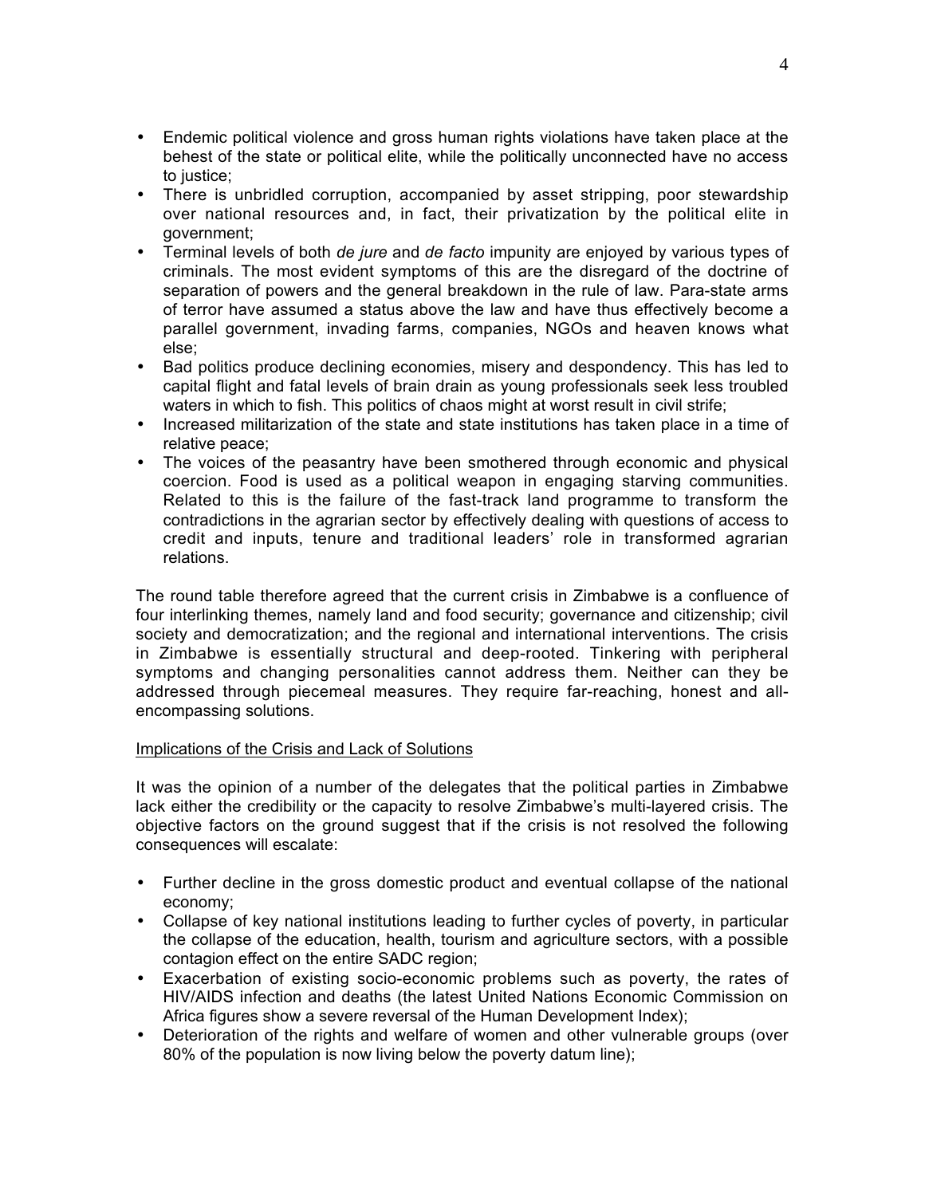- Endemic political violence and gross human rights violations have taken place at the behest of the state or political elite, while the politically unconnected have no access to justice;
- There is unbridled corruption, accompanied by asset stripping, poor stewardship over national resources and, in fact, their privatization by the political elite in government;
- Terminal levels of both *de jure* and *de facto* impunity are enjoyed by various types of criminals. The most evident symptoms of this are the disregard of the doctrine of separation of powers and the general breakdown in the rule of law. Para-state arms of terror have assumed a status above the law and have thus effectively become a parallel government, invading farms, companies, NGOs and heaven knows what else;
- Bad politics produce declining economies, misery and despondency. This has led to capital flight and fatal levels of brain drain as young professionals seek less troubled waters in which to fish. This politics of chaos might at worst result in civil strife;
- Increased militarization of the state and state institutions has taken place in a time of relative peace;
- The voices of the peasantry have been smothered through economic and physical coercion. Food is used as a political weapon in engaging starving communities. Related to this is the failure of the fast-track land programme to transform the contradictions in the agrarian sector by effectively dealing with questions of access to credit and inputs, tenure and traditional leaders' role in transformed agrarian relations.

The round table therefore agreed that the current crisis in Zimbabwe is a confluence of four interlinking themes, namely land and food security; governance and citizenship; civil society and democratization; and the regional and international interventions. The crisis in Zimbabwe is essentially structural and deep-rooted. Tinkering with peripheral symptoms and changing personalities cannot address them. Neither can they be addressed through piecemeal measures. They require far-reaching, honest and all-encompassing solutions.

Implications of the Crisis and Lack of Solutions

It was the opinion of a number of the delegates that the political parties in Zimbabwe lack either the credibility or the capacity to resolve Zimbabwe's multi-layered crisis. The objective factors on the ground suggest that if the crisis is not resolved the following consequences will escalate:

- Further decline in the gross domestic product and eventual collapse of the national economy;
- Collapse of key national institutions leading to further cycles of poverty, in particular the collapse of the education, health, tourism and agriculture sectors, with a possible contagion effect on the entire SADC region;
- Exacerbation of existing socio-economic problems such as poverty, the rates of HIV/AIDS infection and deaths (the latest United Nations Economic Commission on Africa figures show a severe reversal of the Human Development Index);
- Deterioration of the rights and welfare of women and other vulnerable groups (over 80% of the population is now living below the poverty datum line);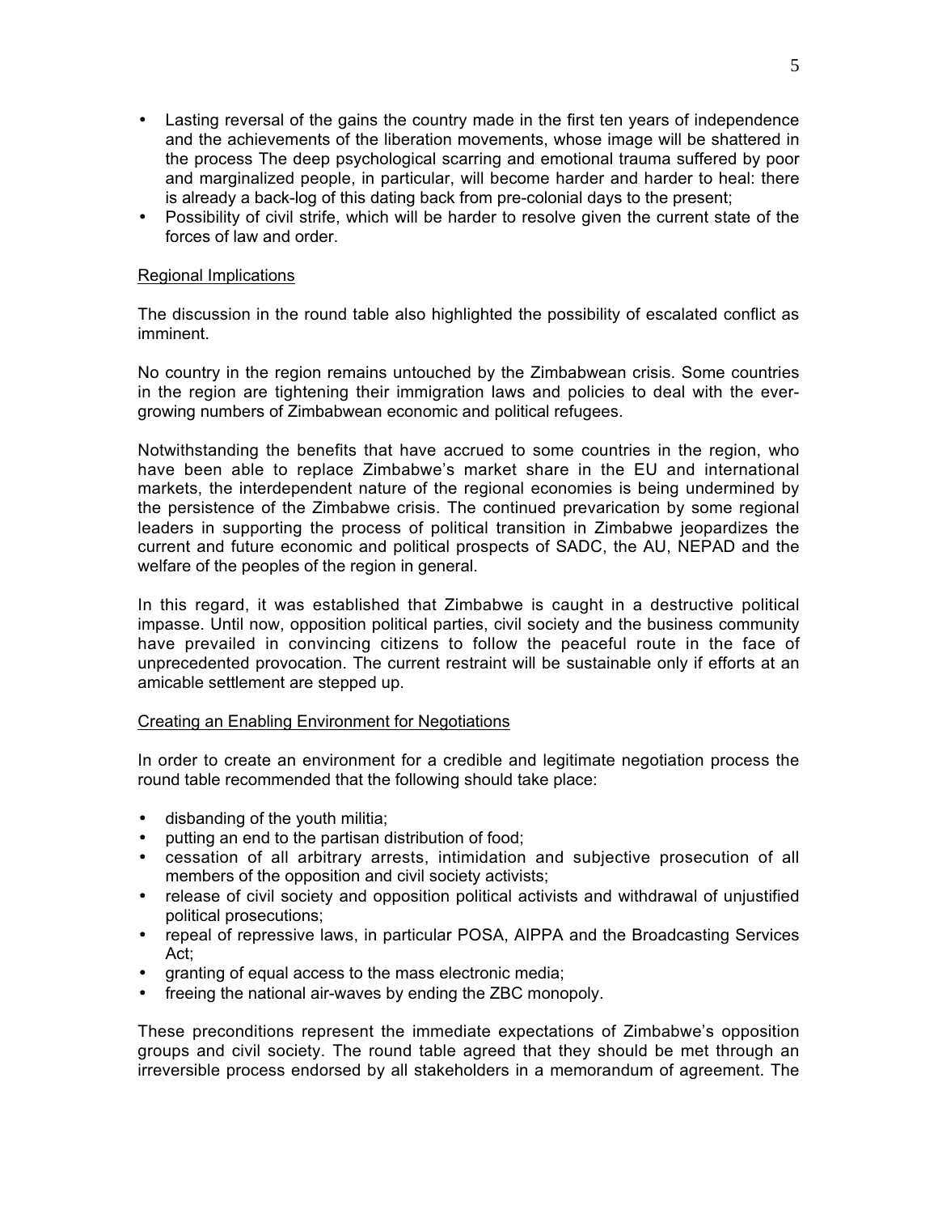- Lasting reversal of the gains the country made in the first ten years of independence and the achievements of the liberation movements, whose image will be shattered in the process The deep psychological scarring and emotional trauma suffered by poor and marginalized people, in particular, will become harder and harder to heal: there is already a back-log of this dating back from pre-colonial days to the present;
- Possibility of civil strife, which will be harder to resolve given the current state of the forces of law and order.

<u>Regional Implications</u>

The discussion in the round table also highlighted the possibility of escalated conflict as imminent.

No country in the region remains untouched by the Zimbabwean crisis. Some countries in the region are tightening their immigration laws and policies to deal with the ever-growing numbers of Zimbabwean economic and political refugees.

Notwithstanding the benefits that have accrued to some countries in the region, who have been able to replace Zimbabwe's market share in the EU and international markets, the interdependent nature of the regional economies is being undermined by the persistence of the Zimbabwe crisis. The continued prevarication by some regional leaders in supporting the process of political transition in Zimbabwe jeopardizes the current and future economic and political prospects of SADC, the AU, NEPAD and the welfare of the peoples of the region in general.

In this regard, it was established that Zimbabwe is caught in a destructive political impasse. Until now, opposition political parties, civil society and the business community have prevailed in convincing citizens to follow the peaceful route in the face of unprecedented provocation. The current restraint will be sustainable only if efforts at an amicable settlement are stepped up.

<u>Creating an Enabling Environment for Negotiations</u>

In order to create an environment for a credible and legitimate negotiation process the round table recommended that the following should take place:

- disbanding of the youth militia;
- putting an end to the partisan distribution of food;
- cessation of all arbitrary arrests, intimidation and subjective prosecution of all members of the opposition and civil society activists;
- release of civil society and opposition political activists and withdrawal of unjustified political prosecutions;
- repeal of repressive laws, in particular POSA, AIPPA and the Broadcasting Services Act;
- granting of equal access to the mass electronic media;
- freeing the national air-waves by ending the ZBC monopoly.

These preconditions represent the immediate expectations of Zimbabwe's opposition groups and civil society. The round table agreed that they should be met through an irreversible process endorsed by all stakeholders in a memorandum of agreement. The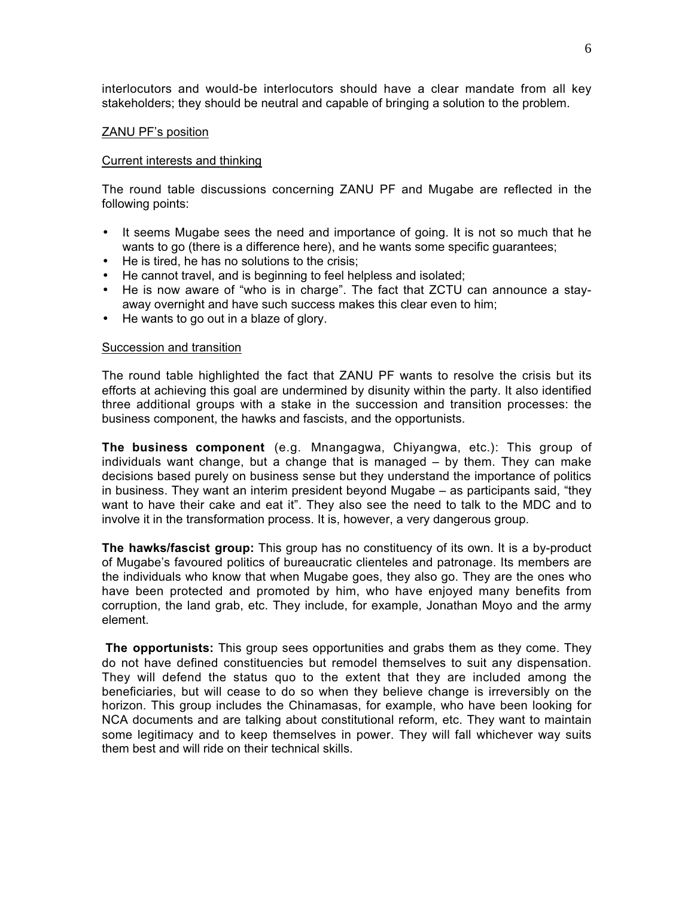interlocutors and would-be interlocutors should have a clear mandate from all key stakeholders; they should be neutral and capable of bringing a solution to the problem.

ZANU PF's position

Current interests and thinking

The round table discussions concerning ZANU PF and Mugabe are reflected in the following points:

- It seems Mugabe sees the need and importance of going. It is not so much that he wants to go (there is a difference here), and he wants some specific guarantees;
- He is tired, he has no solutions to the crisis;
- He cannot travel, and is beginning to feel helpless and isolated;
- He is now aware of "who is in charge". The fact that ZCTU can announce a stay-away overnight and have such success makes this clear even to him;
- He wants to go out in a blaze of glory.

Succession and transition

The round table highlighted the fact that ZANU PF wants to resolve the crisis but its efforts at achieving this goal are undermined by disunity within the party. It also identified three additional groups with a stake in the succession and transition processes: the business component, the hawks and fascists, and the opportunists.

**The business component** (e.g. Mnangagwa, Chiyangwa, etc.): This group of individuals want change, but a change that is managed – by them. They can make decisions based purely on business sense but they understand the importance of politics in business. They want an interim president beyond Mugabe – as participants said, "they want to have their cake and eat it". They also see the need to talk to the MDC and to involve it in the transformation process. It is, however, a very dangerous group.

**The hawks/fascist group:** This group has no constituency of its own. It is a by-product of Mugabe's favoured politics of bureaucratic clienteles and patronage. Its members are the individuals who know that when Mugabe goes, they also go. They are the ones who have been protected and promoted by him, who have enjoyed many benefits from corruption, the land grab, etc. They include, for example, Jonathan Moyo and the army element.

**The opportunists:** This group sees opportunities and grabs them as they come. They do not have defined constituencies but remodel themselves to suit any dispensation. They will defend the status quo to the extent that they are included among the beneficiaries, but will cease to do so when they believe change is irreversibly on the horizon. This group includes the Chinamasas, for example, who have been looking for NCA documents and are talking about constitutional reform, etc. They want to maintain some legitimacy and to keep themselves in power. They will fall whichever way suits them best and will ride on their technical skills.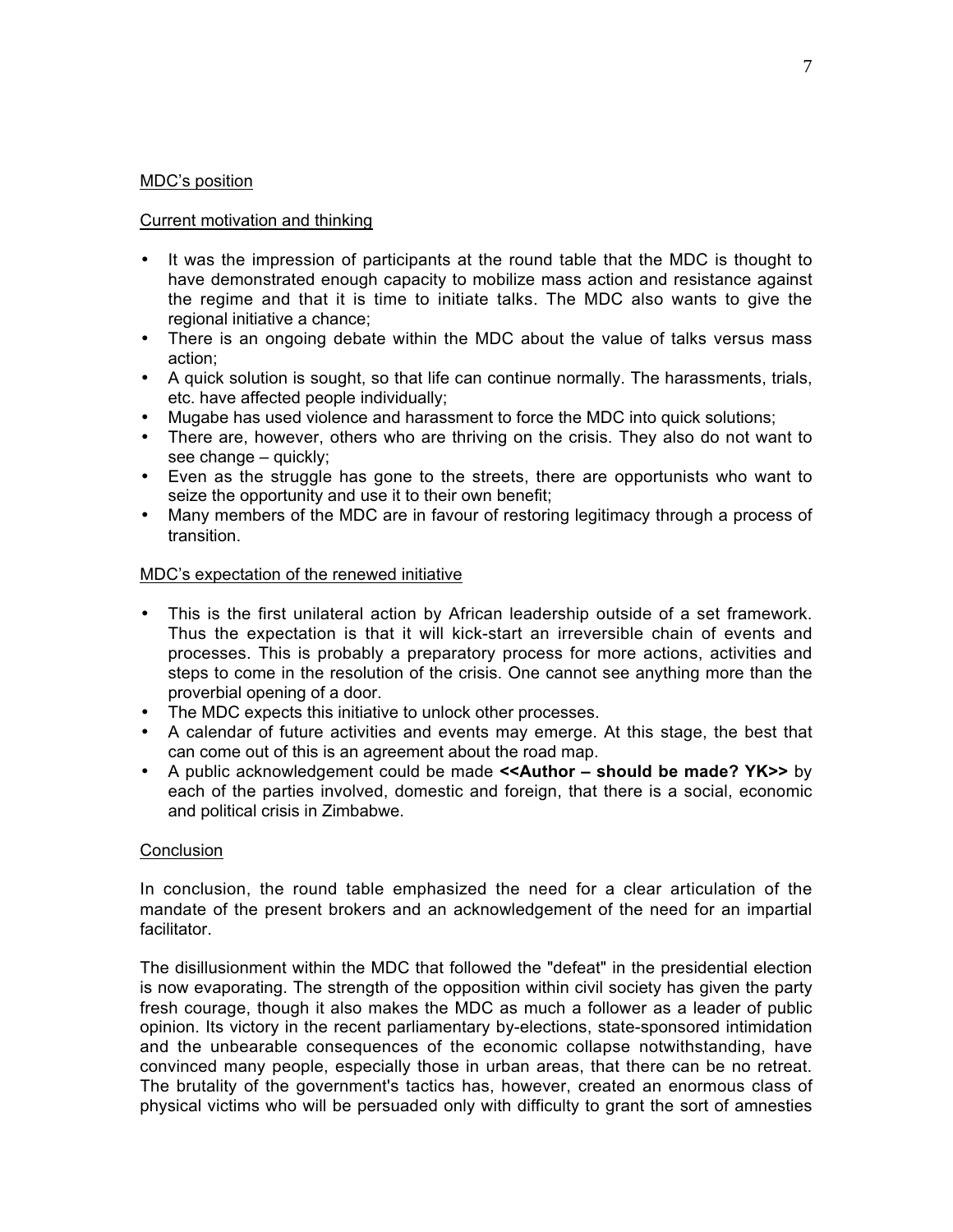<u>MDC's position</u>

<u>Current motivation and thinking</u>

- It was the impression of participants at the round table that the MDC is thought to have demonstrated enough capacity to mobilize mass action and resistance against the regime and that it is time to initiate talks. The MDC also wants to give the regional initiative a chance;
- There is an ongoing debate within the MDC about the value of talks versus mass action;
- A quick solution is sought, so that life can continue normally. The harassments, trials, etc. have affected people individually;
- Mugabe has used violence and harassment to force the MDC into quick solutions;
- There are, however, others who are thriving on the crisis. They also do not want to see change – quickly;
- Even as the struggle has gone to the streets, there are opportunists who want to seize the opportunity and use it to their own benefit;
- Many members of the MDC are in favour of restoring legitimacy through a process of transition.

<u>MDC's expectation of the renewed initiative</u>

- This is the first unilateral action by African leadership outside of a set framework. Thus the expectation is that it will kick-start an irreversible chain of events and processes. This is probably a preparatory process for more actions, activities and steps to come in the resolution of the crisis. One cannot see anything more than the proverbial opening of a door.
- The MDC expects this initiative to unlock other processes.
- A calendar of future activities and events may emerge. At this stage, the best that can come out of this is an agreement about the road map.
- A public acknowledgement could be made **<<Author – should be made? YK>>** by each of the parties involved, domestic and foreign, that there is a social, economic and political crisis in Zimbabwe.

<u>Conclusion</u>

In conclusion, the round table emphasized the need for a clear articulation of the mandate of the present brokers and an acknowledgement of the need for an impartial facilitator.

The disillusionment within the MDC that followed the "defeat" in the presidential election is now evaporating. The strength of the opposition within civil society has given the party fresh courage, though it also makes the MDC as much a follower as a leader of public opinion. Its victory in the recent parliamentary by-elections, state-sponsored intimidation and the unbearable consequences of the economic collapse notwithstanding, have convinced many people, especially those in urban areas, that there can be no retreat. The brutality of the government's tactics has, however, created an enormous class of physical victims who will be persuaded only with difficulty to grant the sort of amnesties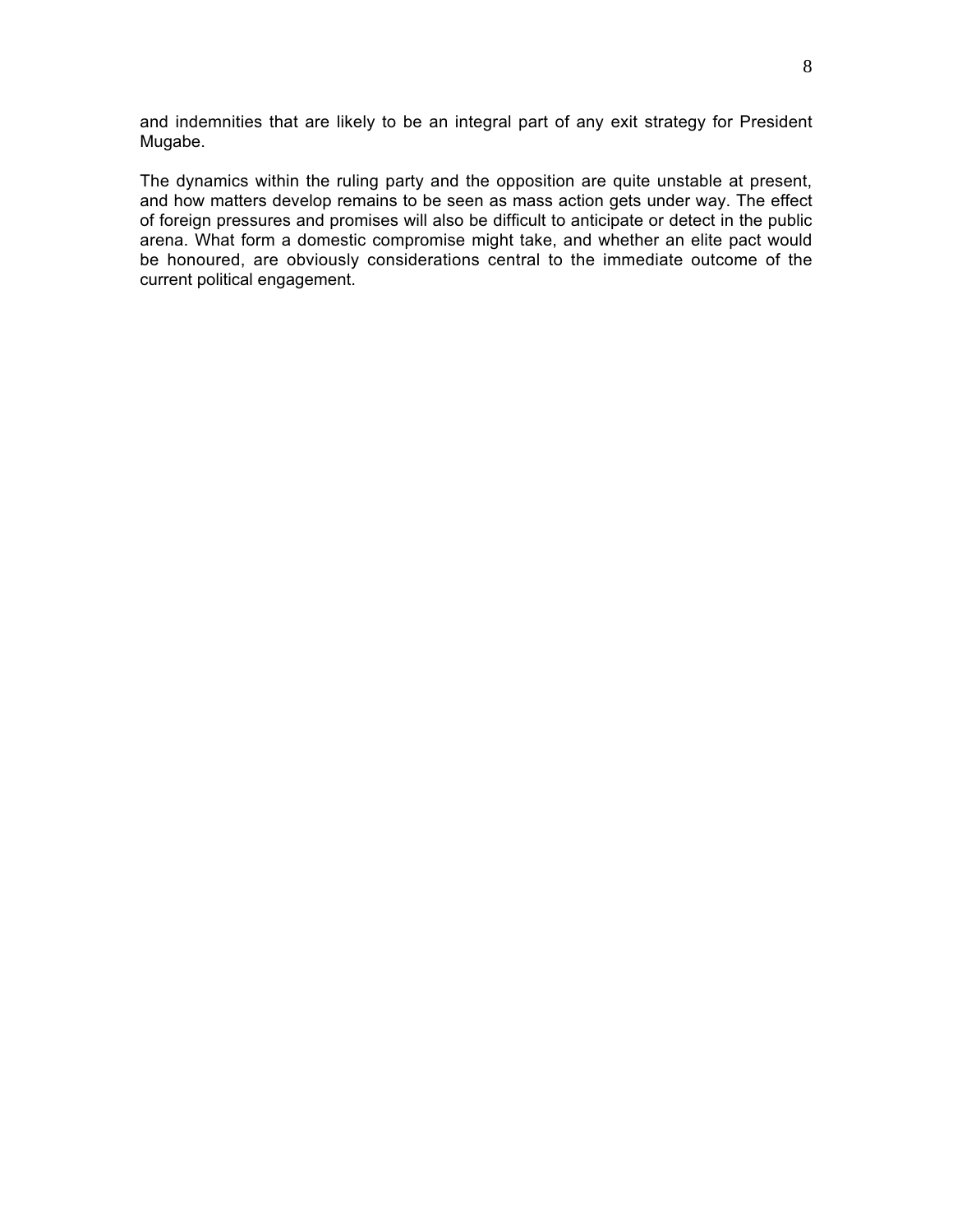and indemnities that are likely to be an integral part of any exit strategy for President Mugabe.

The dynamics within the ruling party and the opposition are quite unstable at present, and how matters develop remains to be seen as mass action gets under way. The effect of foreign pressures and promises will also be difficult to anticipate or detect in the public arena. What form a domestic compromise might take, and whether an elite pact would be honoured, are obviously considerations central to the immediate outcome of the current political engagement.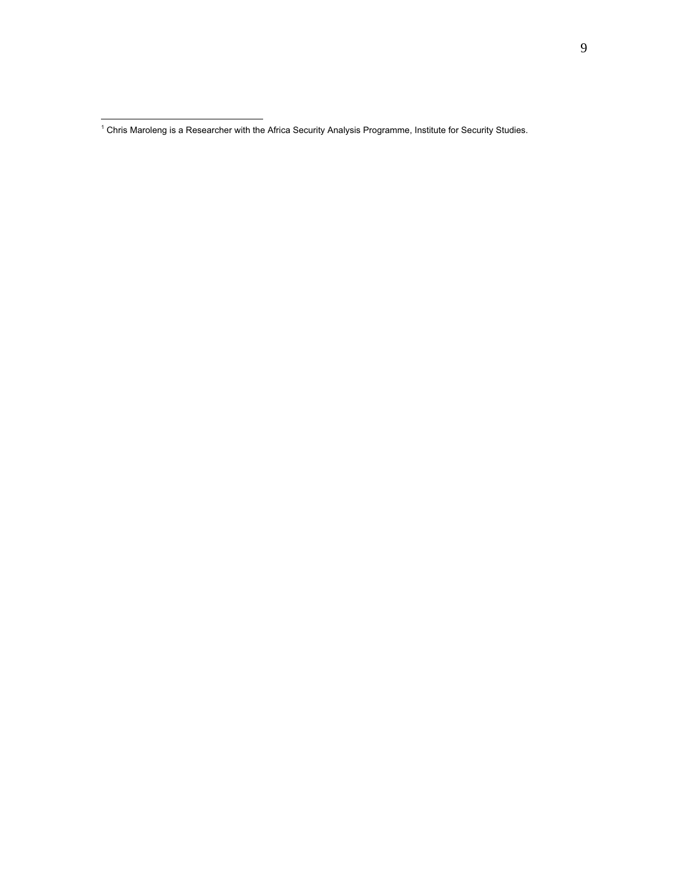[1] Chris Maroleng is a Researcher with the Africa Security Analysis Programme, Institute for Security Studies.